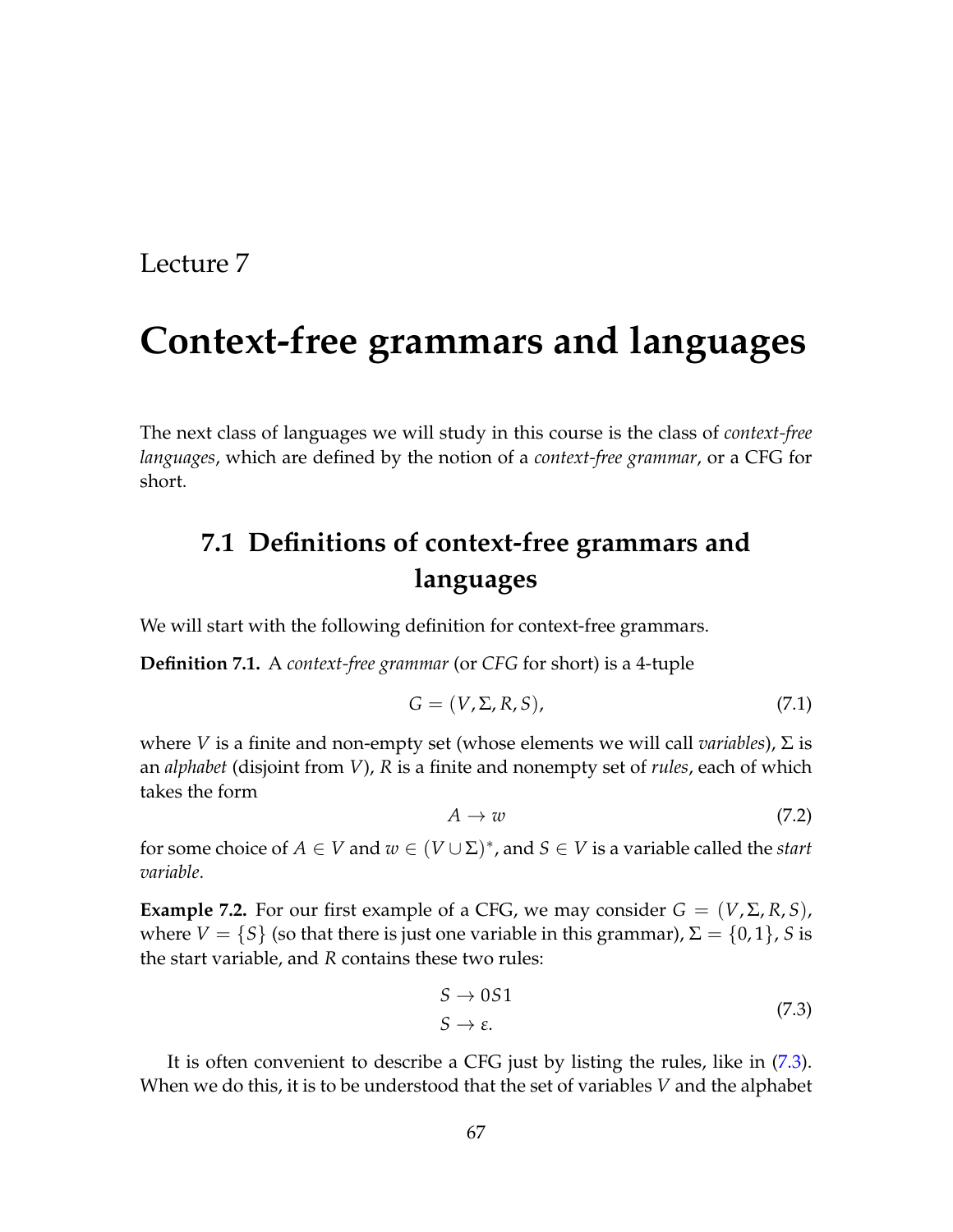Lecture 7

# Context-free grammars and languages

The next class of languages we will study in this course is the class of *context-free languages*, which are defined by the notion of a *context-free grammar*, or a CFG for short.

## 7.1 Definitions of context-free grammars and languages

We will start with the following definition for context-free grammars.

**Definition 7.1.** A *context-free grammar* (or *CFG* for short) is a 4-tuple

$$G = (V, \Sigma, R, S), \tag{7.1}$$

where $V$ is a finite and non-empty set (whose elements we will call *variables*), $\Sigma$ is an *alphabet* (disjoint from $V$), $R$ is a finite and nonempty set of *rules*, each of which takes the form

$$A \to w \tag{7.2}$$

for some choice of $A \in V$ and $w \in (V \cup \Sigma)^*$, and $S \in V$ is a variable called the *start variable*.

**Example 7.2.** For our first example of a CFG, we may consider $G = (V, \Sigma, R, S)$, where $V = \{S\}$ (so that there is just one variable in this grammar), $\Sigma = \{0, 1\}$, $S$ is the start variable, and $R$ contains these two rules:

$$\begin{aligned} S &\to 0S1 \\ S &\to \varepsilon. \end{aligned} \tag{7.3}$$

It is often convenient to describe a CFG just by listing the rules, like in (7.3). When we do this, it is to be understood that the set of variables $V$ and the alphabet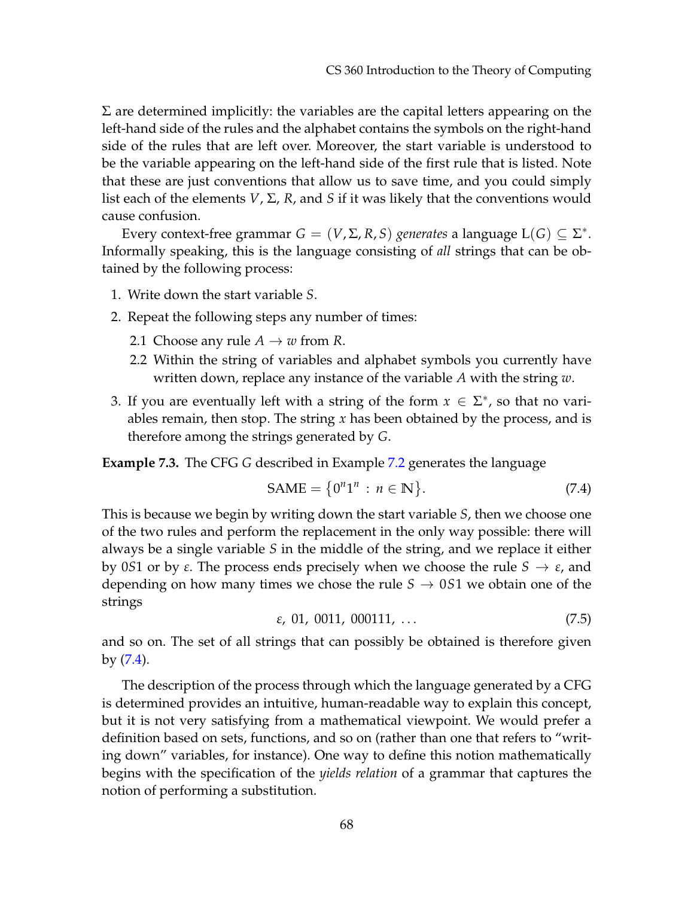$\Sigma$ are determined implicitly: the variables are the capital letters appearing on the left-hand side of the rules and the alphabet contains the symbols on the right-hand side of the rules that are left over. Moreover, the start variable is understood to be the variable appearing on the left-hand side of the first rule that is listed. Note that these are just conventions that allow us to save time, and you could simply list each of the elements $V$, $\Sigma$, $R$, and $S$ if it was likely that the conventions would cause confusion.

Every context-free grammar $G = (V, \Sigma, R, S)$ *generates* a language $\mathrm{L}(G) \subseteq \Sigma^*$. Informally speaking, this is the language consisting of *all* strings that can be obtained by the following process:

1. Write down the start variable $S$.
2. Repeat the following steps any number of times:
   2.1 Choose any rule $A \to w$ from $R$.
   2.2 Within the string of variables and alphabet symbols you currently have written down, replace any instance of the variable $A$ with the string $w$.
3. If you are eventually left with a string of the form $x \in \Sigma^*$, so that no variables remain, then stop. The string $x$ has been obtained by the process, and is therefore among the strings generated by $G$.

**Example 7.3.** The CFG $G$ described in Example 7.2 generates the language

$$\mathrm{SAME} = \{0^n 1^n : n \in \mathbb{N}\}. \tag{7.4}$$

This is because we begin by writing down the start variable $S$, then we choose one of the two rules and perform the replacement in the only way possible: there will always be a single variable $S$ in the middle of the string, and we replace it either by $0S1$ or by $\varepsilon$. The process ends precisely when we choose the rule $S \to \varepsilon$, and depending on how many times we chose the rule $S \to 0S1$ we obtain one of the strings

$$\varepsilon,\ 01,\ 0011,\ 000111,\ \ldots \tag{7.5}$$

and so on. The set of all strings that can possibly be obtained is therefore given by (7.4).

The description of the process through which the language generated by a CFG is determined provides an intuitive, human-readable way to explain this concept, but it is not very satisfying from a mathematical viewpoint. We would prefer a definition based on sets, functions, and so on (rather than one that refers to "writing down" variables, for instance). One way to define this notion mathematically begins with the specification of the *yields relation* of a grammar that captures the notion of performing a substitution.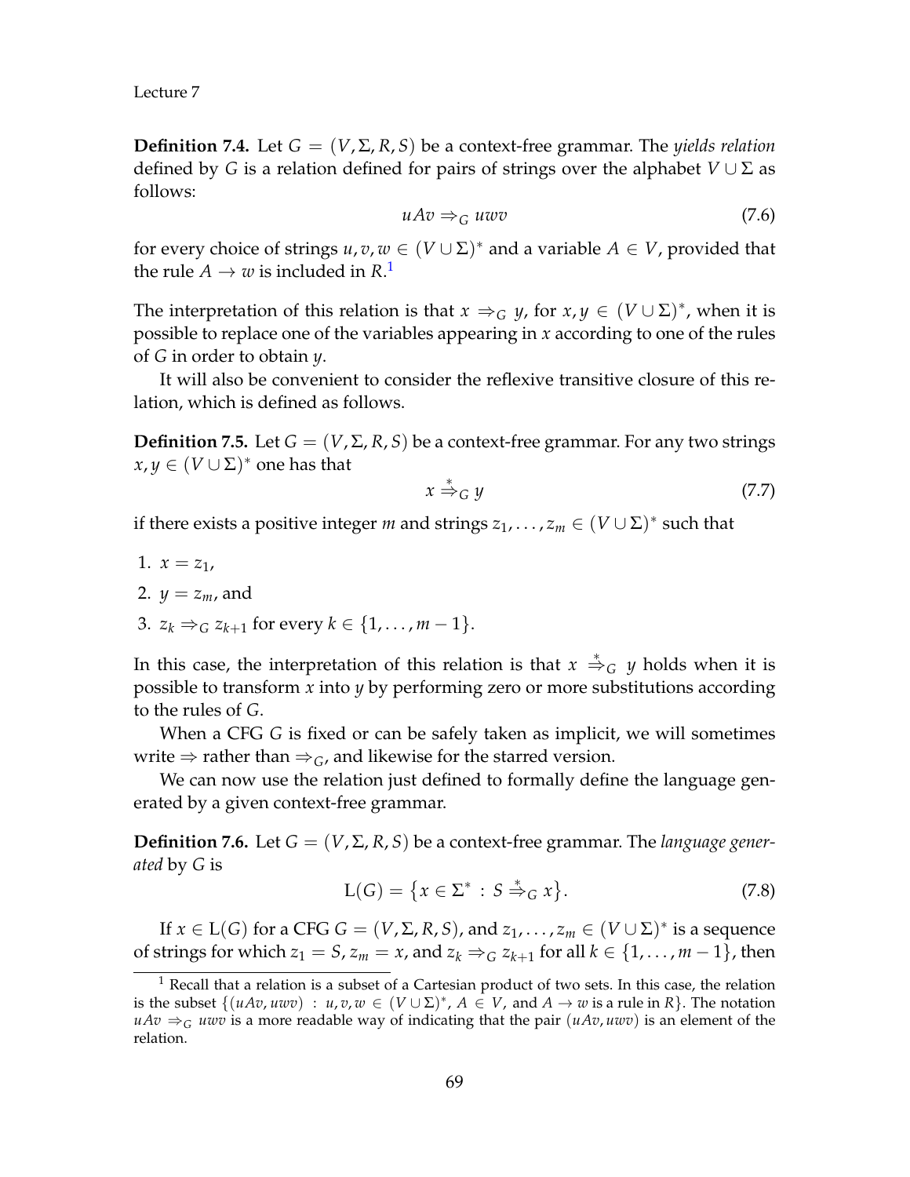**Definition 7.4.** Let $G = (V, \Sigma, R, S)$ be a context-free grammar. The *yields relation* defined by $G$ is a relation defined for pairs of strings over the alphabet $V \cup \Sigma$ as follows:

$$uAv \Rightarrow_G uwv \tag{7.6}$$

for every choice of strings $u, v, w \in (V \cup \Sigma)^*$ and a variable $A \in V$, provided that the rule $A \rightarrow w$ is included in $R$.[1]

The interpretation of this relation is that $x \Rightarrow_G y$, for $x, y \in (V \cup \Sigma)^*$, when it is possible to replace one of the variables appearing in $x$ according to one of the rules of $G$ in order to obtain $y$.

It will also be convenient to consider the reflexive transitive closure of this relation, which is defined as follows.

**Definition 7.5.** Let $G = (V, \Sigma, R, S)$ be a context-free grammar. For any two strings $x, y \in (V \cup \Sigma)^*$ one has that

$$x \overset{*}{\Rightarrow}_G y \tag{7.7}$$

if there exists a positive integer $m$ and strings $z_1, \ldots, z_m \in (V \cup \Sigma)^*$ such that

1. $x = z_1$,
2. $y = z_m$, and
3. $z_k \Rightarrow_G z_{k+1}$ for every $k \in \{1, \ldots, m-1\}$.

In this case, the interpretation of this relation is that $x \overset{*}{\Rightarrow}_G y$ holds when it is possible to transform $x$ into $y$ by performing zero or more substitutions according to the rules of $G$.

When a CFG $G$ is fixed or can be safely taken as implicit, we will sometimes write $\Rightarrow$ rather than $\Rightarrow_G$, and likewise for the starred version.

We can now use the relation just defined to formally define the language generated by a given context-free grammar.

**Definition 7.6.** Let $G = (V, \Sigma, R, S)$ be a context-free grammar. The *language generated* by $G$ is

$$\mathrm{L}(G) = \left\{ x \in \Sigma^* \,:\, S \overset{*}{\Rightarrow}_G x \right\}. \tag{7.8}$$

If $x \in \mathrm{L}(G)$ for a CFG $G = (V, \Sigma, R, S)$, and $z_1, \ldots, z_m \in (V \cup \Sigma)^*$ is a sequence of strings for which $z_1 = S$, $z_m = x$, and $z_k \Rightarrow_G z_{k+1}$ for all $k \in \{1, \ldots, m-1\}$, then

---

[1] Recall that a relation is a subset of a Cartesian product of two sets. In this case, the relation is the subset $\{(uAv, uwv) \,:\, u, v, w \in (V \cup \Sigma)^*, A \in V, \text{ and } A \rightarrow w \text{ is a rule in } R\}$. The notation $uAv \Rightarrow_G uwv$ is a more readable way of indicating that the pair $(uAv, uwv)$ is an element of the relation.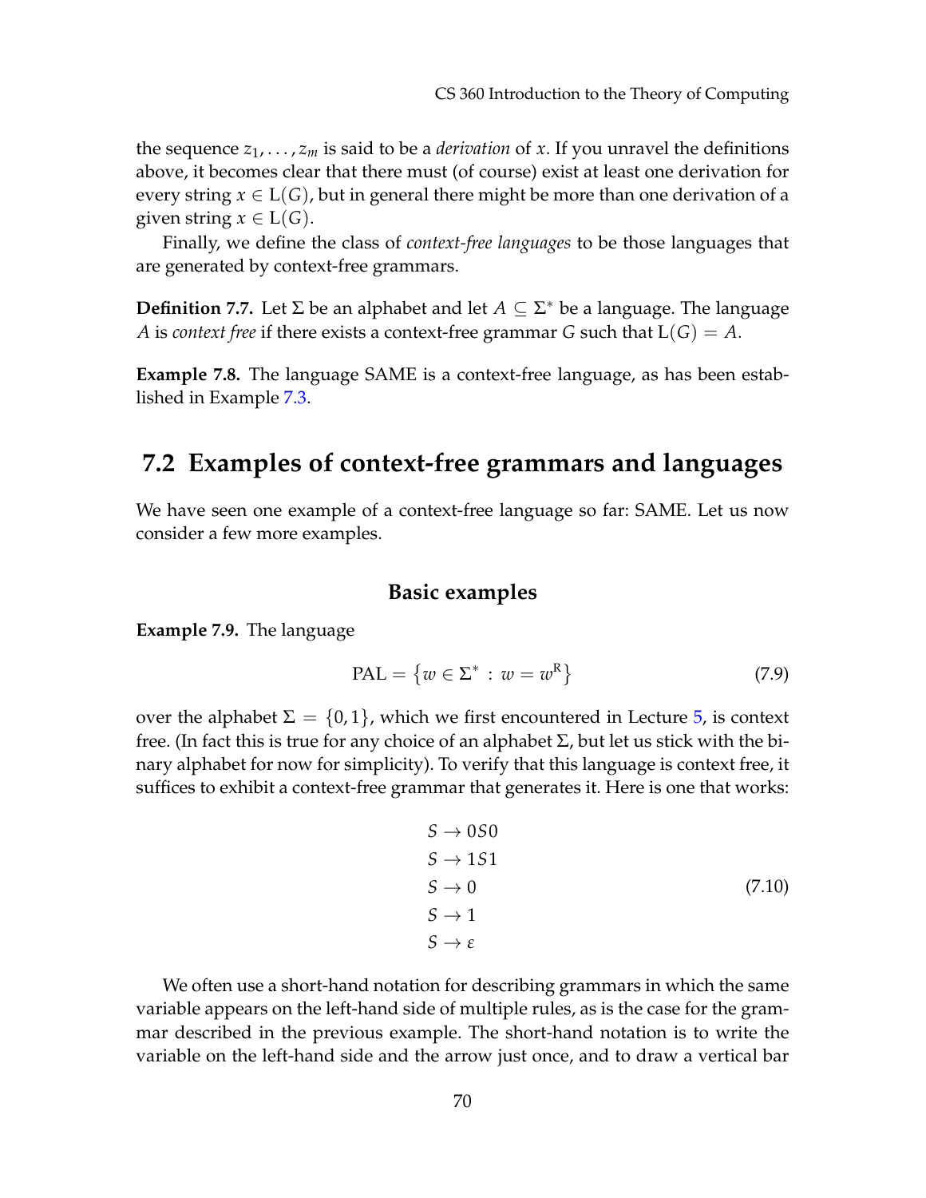the sequence $z_1, \ldots, z_m$ is said to be a *derivation* of $x$. If you unravel the definitions above, it becomes clear that there must (of course) exist at least one derivation for every string $x \in \mathrm{L}(G)$, but in general there might be more than one derivation of a given string $x \in \mathrm{L}(G)$.

Finally, we define the class of *context-free languages* to be those languages that are generated by context-free grammars.

**Definition 7.7.** Let $\Sigma$ be an alphabet and let $A \subseteq \Sigma^*$ be a language. The language $A$ is *context free* if there exists a context-free grammar $G$ such that $\mathrm{L}(G) = A$.

**Example 7.8.** The language SAME is a context-free language, as has been established in Example 7.3.

## 7.2 Examples of context-free grammars and languages

We have seen one example of a context-free language so far: SAME. Let us now consider a few more examples.

### Basic examples

**Example 7.9.** The language

$$\mathrm{PAL} = \{ w \in \Sigma^* \,:\, w = w^{\mathrm{R}} \} \tag{7.9}$$

over the alphabet $\Sigma = \{0, 1\}$, which we first encountered in Lecture 5, is context free. (In fact this is true for any choice of an alphabet $\Sigma$, but let us stick with the binary alphabet for now for simplicity). To verify that this language is context free, it suffices to exhibit a context-free grammar that generates it. Here is one that works:

$$\begin{aligned}
S &\rightarrow 0S0 \\
S &\rightarrow 1S1 \\
S &\rightarrow 0 \\
S &\rightarrow 1 \\
S &\rightarrow \varepsilon
\end{aligned} \tag{7.10}$$

We often use a short-hand notation for describing grammars in which the same variable appears on the left-hand side of multiple rules, as is the case for the grammar described in the previous example. The short-hand notation is to write the variable on the left-hand side and the arrow just once, and to draw a vertical bar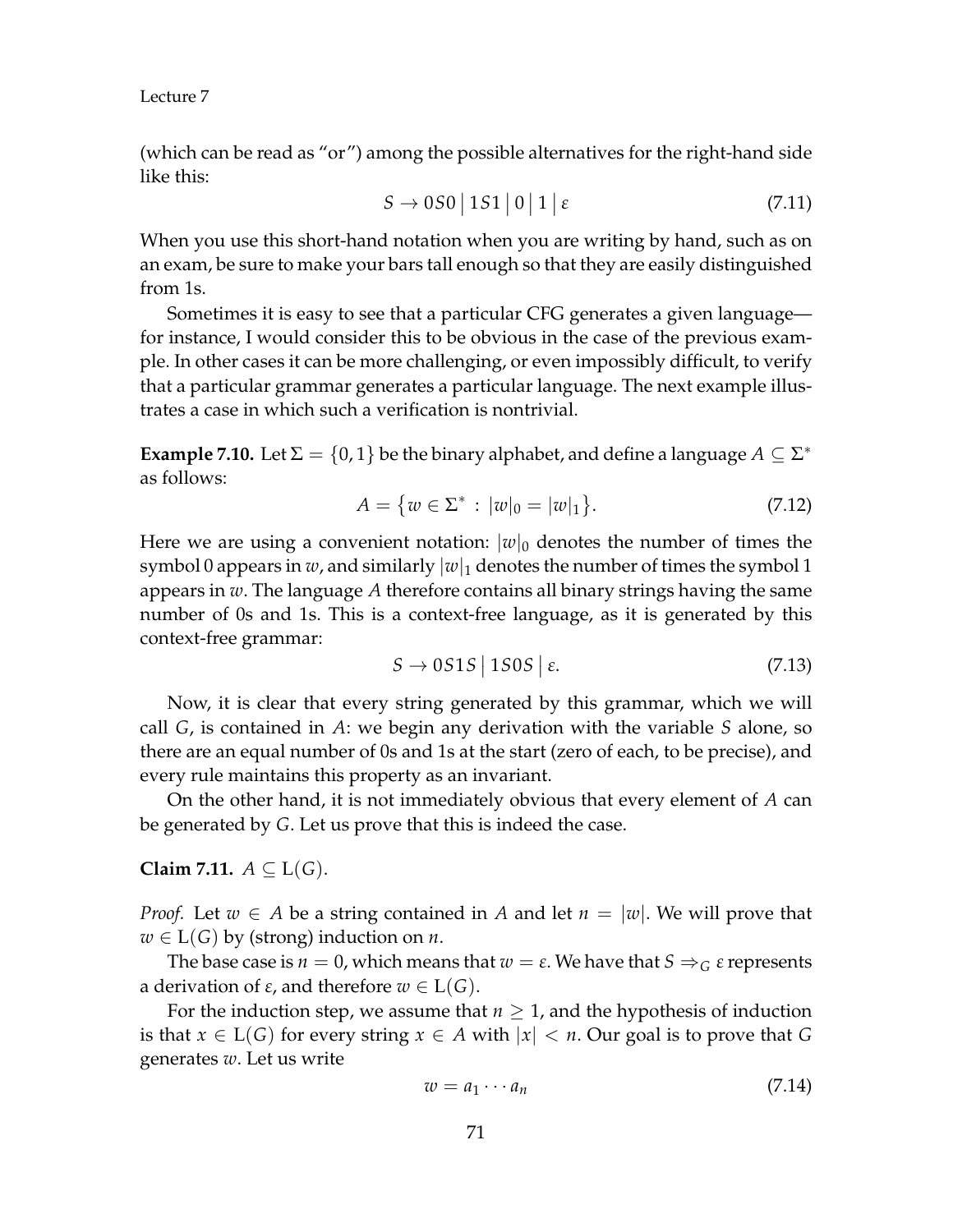(which can be read as "or") among the possible alternatives for the right-hand side like this:

$$S \rightarrow 0S0 \mid 1S1 \mid 0 \mid 1 \mid \varepsilon \tag{7.11}$$

When you use this short-hand notation when you are writing by hand, such as on an exam, be sure to make your bars tall enough so that they are easily distinguished from 1s.

Sometimes it is easy to see that a particular CFG generates a given language—for instance, I would consider this to be obvious in the case of the previous example. In other cases it can be more challenging, or even impossibly difficult, to verify that a particular grammar generates a particular language. The next example illustrates a case in which such a verification is nontrivial.

**Example 7.10.** Let $\Sigma = \{0, 1\}$ be the binary alphabet, and define a language $A \subseteq \Sigma^*$ as follows:

$$A = \big\{ w \in \Sigma^* \,:\, |w|_0 = |w|_1 \big\}. \tag{7.12}$$

Here we are using a convenient notation: $|w|_0$ denotes the number of times the symbol 0 appears in $w$, and similarly $|w|_1$ denotes the number of times the symbol 1 appears in $w$. The language $A$ therefore contains all binary strings having the same number of 0s and 1s. This is a context-free language, as it is generated by this context-free grammar:

$$S \rightarrow 0S1S \mid 1S0S \mid \varepsilon. \tag{7.13}$$

Now, it is clear that every string generated by this grammar, which we will call $G$, is contained in $A$: we begin any derivation with the variable $S$ alone, so there are an equal number of 0s and 1s at the start (zero of each, to be precise), and every rule maintains this property as an invariant.

On the other hand, it is not immediately obvious that every element of $A$ can be generated by $G$. Let us prove that this is indeed the case.

**Claim 7.11.** $A \subseteq \mathrm{L}(G)$.

*Proof.* Let $w \in A$ be a string contained in $A$ and let $n = |w|$. We will prove that $w \in \mathrm{L}(G)$ by (strong) induction on $n$.

The base case is $n = 0$, which means that $w = \varepsilon$. We have that $S \Rightarrow_G \varepsilon$ represents a derivation of $\varepsilon$, and therefore $w \in \mathrm{L}(G)$.

For the induction step, we assume that $n \geq 1$, and the hypothesis of induction is that $x \in \mathrm{L}(G)$ for every string $x \in A$ with $|x| < n$. Our goal is to prove that $G$ generates $w$. Let us write

$$w = a_1 \cdots a_n \tag{7.14}$$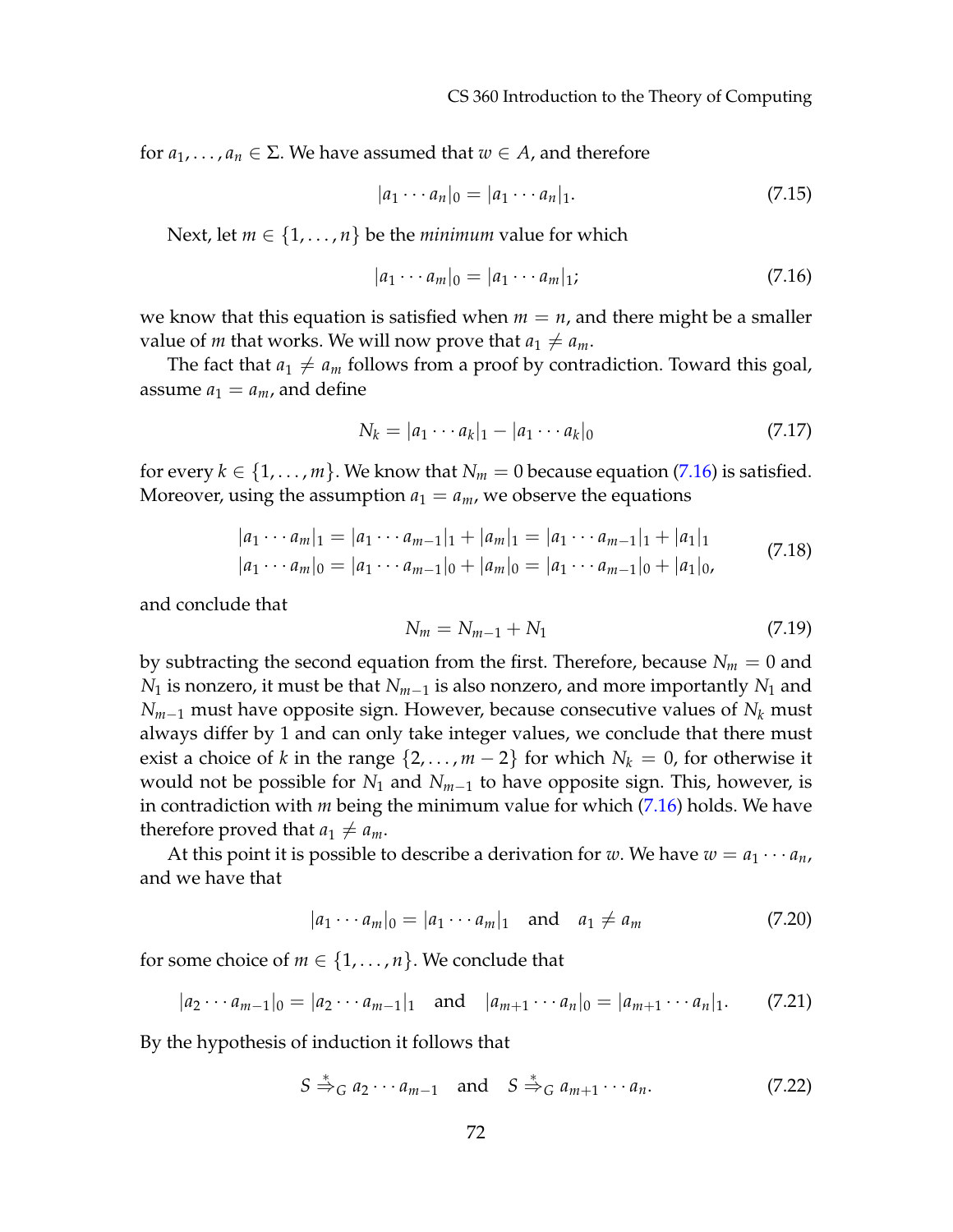for $a_1, \ldots, a_n \in \Sigma$. We have assumed that $w \in A$, and therefore

$$|a_1 \cdots a_n|_0 = |a_1 \cdots a_n|_1. \tag{7.15}$$

Next, let $m \in \{1, \ldots, n\}$ be the *minimum* value for which

$$|a_1 \cdots a_m|_0 = |a_1 \cdots a_m|_1; \tag{7.16}$$

we know that this equation is satisfied when $m = n$, and there might be a smaller value of $m$ that works. We will now prove that $a_1 \neq a_m$.

The fact that $a_1 \neq a_m$ follows from a proof by contradiction. Toward this goal, assume $a_1 = a_m$, and define

$$N_k = |a_1 \cdots a_k|_1 - |a_1 \cdots a_k|_0 \tag{7.17}$$

for every $k \in \{1, \ldots, m\}$. We know that $N_m = 0$ because equation (7.16) is satisfied. Moreover, using the assumption $a_1 = a_m$, we observe the equations

$$\begin{aligned} |a_1 \cdots a_m|_1 &= |a_1 \cdots a_{m-1}|_1 + |a_m|_1 = |a_1 \cdots a_{m-1}|_1 + |a_1|_1 \\ |a_1 \cdots a_m|_0 &= |a_1 \cdots a_{m-1}|_0 + |a_m|_0 = |a_1 \cdots a_{m-1}|_0 + |a_1|_0, \end{aligned} \tag{7.18}$$

and conclude that

$$N_m = N_{m-1} + N_1 \tag{7.19}$$

by subtracting the second equation from the first. Therefore, because $N_m = 0$ and $N_1$ is nonzero, it must be that $N_{m-1}$ is also nonzero, and more importantly $N_1$ and $N_{m-1}$ must have opposite sign. However, because consecutive values of $N_k$ must always differ by 1 and can only take integer values, we conclude that there must exist a choice of $k$ in the range $\{2, \ldots, m-2\}$ for which $N_k = 0$, for otherwise it would not be possible for $N_1$ and $N_{m-1}$ to have opposite sign. This, however, is in contradiction with $m$ being the minimum value for which (7.16) holds. We have therefore proved that $a_1 \neq a_m$.

At this point it is possible to describe a derivation for $w$. We have $w = a_1 \cdots a_n$, and we have that

$$|a_1 \cdots a_m|_0 = |a_1 \cdots a_m|_1 \quad \text{and} \quad a_1 \neq a_m \tag{7.20}$$

for some choice of $m \in \{1, \ldots, n\}$. We conclude that

$$|a_2 \cdots a_{m-1}|_0 = |a_2 \cdots a_{m-1}|_1 \quad \text{and} \quad |a_{m+1} \cdots a_n|_0 = |a_{m+1} \cdots a_n|_1. \tag{7.21}$$

By the hypothesis of induction it follows that

$$S \stackrel{*}{\Rightarrow}_G a_2 \cdots a_{m-1} \quad \text{and} \quad S \stackrel{*}{\Rightarrow}_G a_{m+1} \cdots a_n. \tag{7.22}$$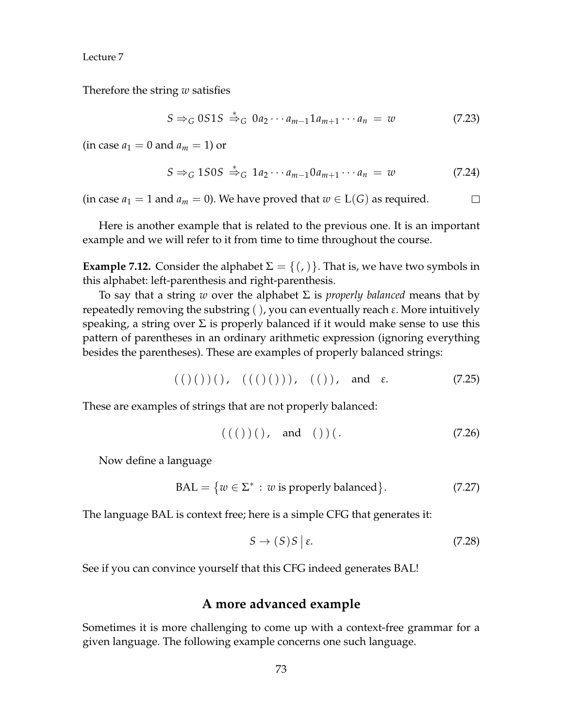Therefore the string $w$ satisfies

$$S \Rightarrow_G 0S1S \overset{*}{\Rightarrow}_G 0a_2 \cdots a_{m-1} 1 a_{m+1} \cdots a_n = w \tag{7.23}$$

(in case $a_1 = 0$ and $a_m = 1$) or

$$S \Rightarrow_G 1S0S \overset{*}{\Rightarrow}_G 1a_2 \cdots a_{m-1} 0 a_{m+1} \cdots a_n = w \tag{7.24}$$

(in case $a_1 = 1$ and $a_m = 0$). We have proved that $w \in \mathrm{L}(G)$ as required. $\square$

Here is another example that is related to the previous one. It is an important example and we will refer to it from time to time throughout the course.

**Example 7.12.** Consider the alphabet $\Sigma = \{(,)\}$. That is, we have two symbols in this alphabet: left-parenthesis and right-parenthesis.

To say that a string $w$ over the alphabet $\Sigma$ is *properly balanced* means that by repeatedly removing the substring $(\,)$, you can eventually reach $\varepsilon$. More intuitively speaking, a string over $\Sigma$ is properly balanced if it would make sense to use this pattern of parentheses in an ordinary arithmetic expression (ignoring everything besides the parentheses). These are examples of properly balanced strings:

$$(\,(\,)\,(\,)\,)\,(\,), \quad (\,(\,(\,)\,(\,)\,)\,), \quad (\,(\,)\,), \quad \text{and} \quad \varepsilon. \tag{7.25}$$

These are examples of strings that are not properly balanced:

$$(\,(\,(\,)\,)\,(\,), \quad \text{and} \quad (\,)\,)\,(. \tag{7.26}$$

Now define a language

$$\mathrm{BAL} = \{w \in \Sigma^* : w \text{ is properly balanced}\}. \tag{7.27}$$

The language BAL is context free; here is a simple CFG that generates it:

$$S \to (S)S \mid \varepsilon. \tag{7.28}$$

See if you can convince yourself that this CFG indeed generates BAL!

## A more advanced example

Sometimes it is more challenging to come up with a context-free grammar for a given language. The following example concerns one such language.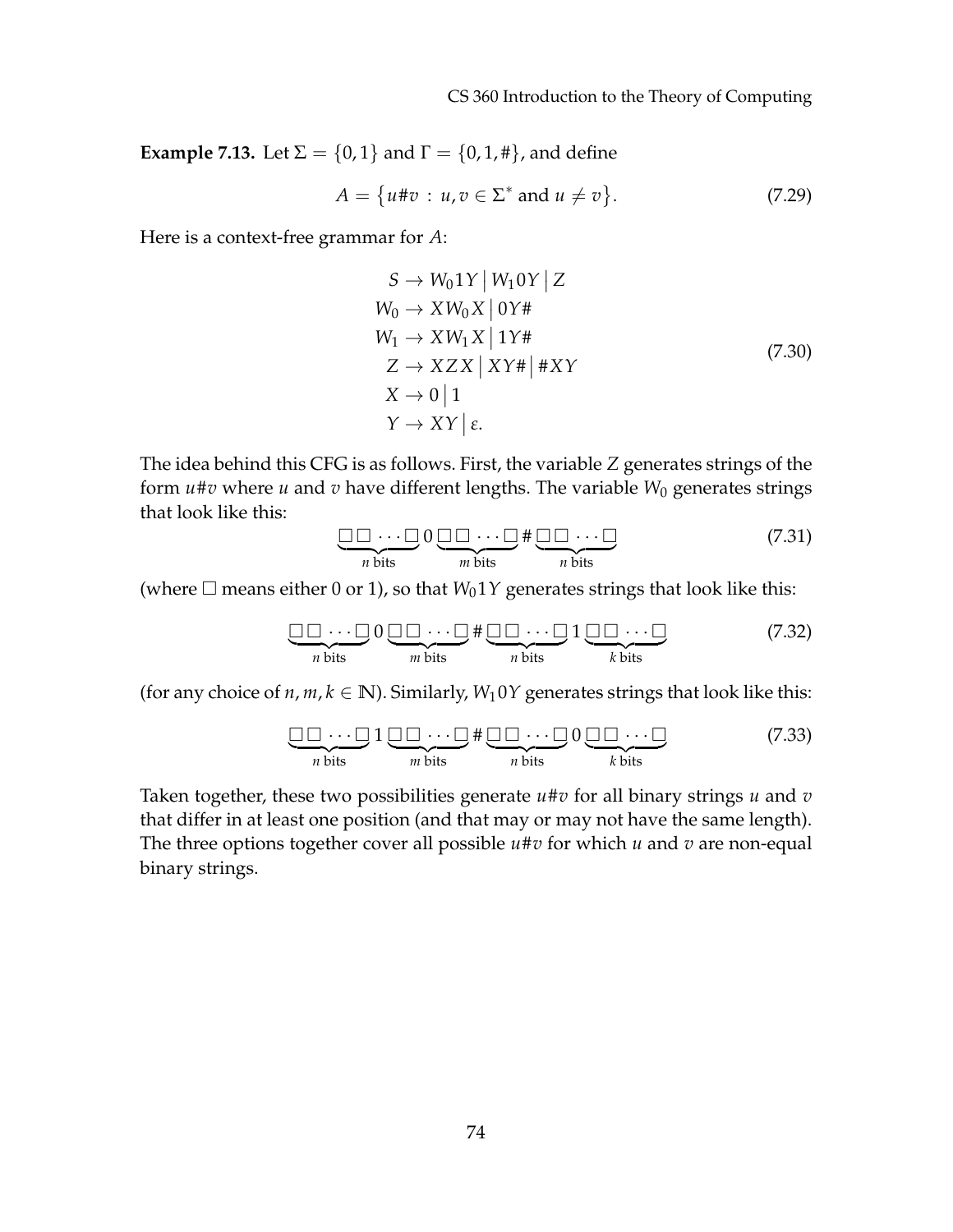**Example 7.13.** Let $\Sigma = \{0,1\}$ and $\Gamma = \{0,1,\#\}$, and define

$$A = \{u\#v : u, v \in \Sigma^* \text{ and } u \neq v\}. \tag{7.29}$$

Here is a context-free grammar for $A$:

$$\begin{aligned}
S &\to W_0 1 Y \mid W_1 0 Y \mid Z \\
W_0 &\to X W_0 X \mid 0 Y \# \\
W_1 &\to X W_1 X \mid 1 Y \# \\
Z &\to X Z X \mid X Y \# \mid \# X Y \\
X &\to 0 \mid 1 \\
Y &\to X Y \mid \varepsilon.
\end{aligned} \tag{7.30}$$

The idea behind this CFG is as follows. First, the variable $Z$ generates strings of the form $u\#v$ where $u$ and $v$ have different lengths. The variable $W_0$ generates strings that look like this:

$$\underbrace{\square\square\cdots\square}_{n \text{ bits}} 0 \underbrace{\square\square\cdots\square}_{m \text{ bits}} \# \underbrace{\square\square\cdots\square}_{n \text{ bits}} \tag{7.31}$$

(where $\square$ means either 0 or 1), so that $W_0 1 Y$ generates strings that look like this:

$$\underbrace{\square\square\cdots\square}_{n \text{ bits}} 0 \underbrace{\square\square\cdots\square}_{m \text{ bits}} \# \underbrace{\square\square\cdots\square}_{n \text{ bits}} 1 \underbrace{\square\square\cdots\square}_{k \text{ bits}} \tag{7.32}$$

(for any choice of $n, m, k \in \mathbb{N}$). Similarly, $W_1 0 Y$ generates strings that look like this:

$$\underbrace{\square\square\cdots\square}_{n \text{ bits}} 1 \underbrace{\square\square\cdots\square}_{m \text{ bits}} \# \underbrace{\square\square\cdots\square}_{n \text{ bits}} 0 \underbrace{\square\square\cdots\square}_{k \text{ bits}} \tag{7.33}$$

Taken together, these two possibilities generate $u\#v$ for all binary strings $u$ and $v$ that differ in at least one position (and that may or may not have the same length). The three options together cover all possible $u\#v$ for which $u$ and $v$ are non-equal binary strings.